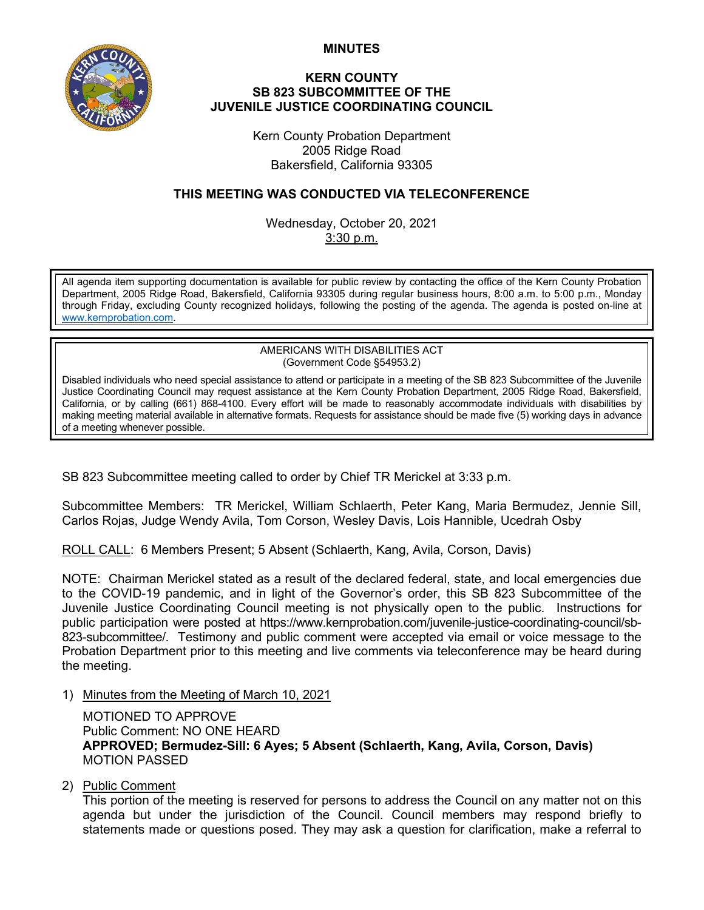# MINUTES

## KERN COUNTY
## SB 823 SUBCOMMITTEE OF THE
## JUVENILE JUSTICE COORDINATING COUNCIL

Kern County Probation Department
2005 Ridge Road
Bakersfield, California 93305

### THIS MEETING WAS CONDUCTED VIA TELECONFERENCE

Wednesday, October 20, 2021
3:30 p.m.

All agenda item supporting documentation is available for public review by contacting the office of the Kern County Probation Department, 2005 Ridge Road, Bakersfield, California 93305 during regular business hours, 8:00 a.m. to 5:00 p.m., Monday through Friday, excluding County recognized holidays, following the posting of the agenda. The agenda is posted on-line at www.kernprobation.com.

AMERICANS WITH DISABILITIES ACT
(Government Code §54953.2)

Disabled individuals who need special assistance to attend or participate in a meeting of the SB 823 Subcommittee of the Juvenile Justice Coordinating Council may request assistance at the Kern County Probation Department, 2005 Ridge Road, Bakersfield, California, or by calling (661) 868-4100. Every effort will be made to reasonably accommodate individuals with disabilities by making meeting material available in alternative formats. Requests for assistance should be made five (5) working days in advance of a meeting whenever possible.

SB 823 Subcommittee meeting called to order by Chief TR Merickel at 3:33 p.m.

Subcommittee Members: TR Merickel, William Schlaerth, Peter Kang, Maria Bermudez, Jennie Sill, Carlos Rojas, Judge Wendy Avila, Tom Corson, Wesley Davis, Lois Hannible, Ucedrah Osby

ROLL CALL: 6 Members Present; 5 Absent (Schlaerth, Kang, Avila, Corson, Davis)

NOTE: Chairman Merickel stated as a result of the declared federal, state, and local emergencies due to the COVID-19 pandemic, and in light of the Governor's order, this SB 823 Subcommittee of the Juvenile Justice Coordinating Council meeting is not physically open to the public. Instructions for public participation were posted at https://www.kernprobation.com/juvenile-justice-coordinating-council/sb-823-subcommittee/. Testimony and public comment were accepted via email or voice message to the Probation Department prior to this meeting and live comments via teleconference may be heard during the meeting.

1) Minutes from the Meeting of March 10, 2021

   MOTIONED TO APPROVE
   Public Comment: NO ONE HEARD
   **APPROVED; Bermudez-Sill: 6 Ayes; 5 Absent (Schlaerth, Kang, Avila, Corson, Davis)**
   MOTION PASSED

2) Public Comment
   This portion of the meeting is reserved for persons to address the Council on any matter not on this agenda but under the jurisdiction of the Council. Council members may respond briefly to statements made or questions posed. They may ask a question for clarification, make a referral to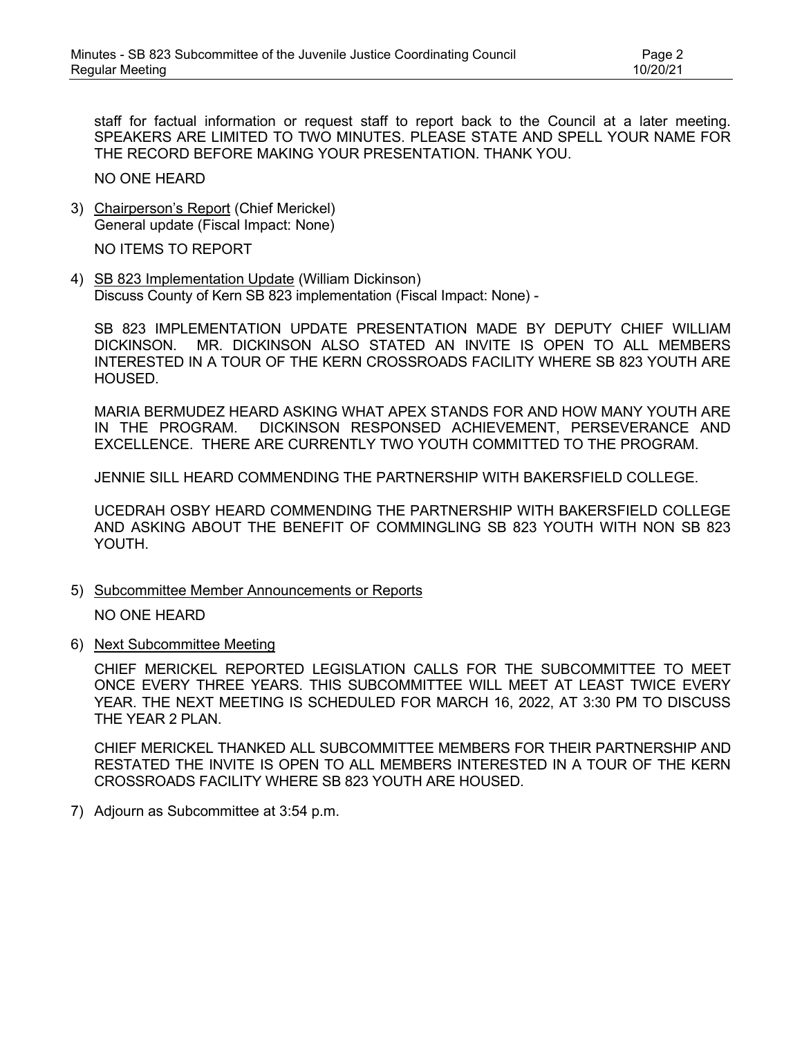staff for factual information or request staff to report back to the Council at a later meeting. SPEAKERS ARE LIMITED TO TWO MINUTES. PLEASE STATE AND SPELL YOUR NAME FOR THE RECORD BEFORE MAKING YOUR PRESENTATION. THANK YOU.

NO ONE HEARD

3) <u>Chairperson's Report</u> (Chief Merickel)
   General update (Fiscal Impact: None)

   NO ITEMS TO REPORT

4) <u>SB 823 Implementation Update</u> (William Dickinson)
   Discuss County of Kern SB 823 implementation (Fiscal Impact: None) -

   SB 823 IMPLEMENTATION UPDATE PRESENTATION MADE BY DEPUTY CHIEF WILLIAM DICKINSON. MR. DICKINSON ALSO STATED AN INVITE IS OPEN TO ALL MEMBERS INTERESTED IN A TOUR OF THE KERN CROSSROADS FACILITY WHERE SB 823 YOUTH ARE HOUSED.

   MARIA BERMUDEZ HEARD ASKING WHAT APEX STANDS FOR AND HOW MANY YOUTH ARE IN THE PROGRAM. DICKINSON RESPONSED ACHIEVEMENT, PERSEVERANCE AND EXCELLENCE. THERE ARE CURRENTLY TWO YOUTH COMMITTED TO THE PROGRAM.

   JENNIE SILL HEARD COMMENDING THE PARTNERSHIP WITH BAKERSFIELD COLLEGE.

   UCEDRAH OSBY HEARD COMMENDING THE PARTNERSHIP WITH BAKERSFIELD COLLEGE AND ASKING ABOUT THE BENEFIT OF COMMINGLING SB 823 YOUTH WITH NON SB 823 YOUTH.

5) <u>Subcommittee Member Announcements or Reports</u>

   NO ONE HEARD

6) <u>Next Subcommittee Meeting</u>

   CHIEF MERICKEL REPORTED LEGISLATION CALLS FOR THE SUBCOMMITTEE TO MEET ONCE EVERY THREE YEARS. THIS SUBCOMMITTEE WILL MEET AT LEAST TWICE EVERY YEAR. THE NEXT MEETING IS SCHEDULED FOR MARCH 16, 2022, AT 3:30 PM TO DISCUSS THE YEAR 2 PLAN.

   CHIEF MERICKEL THANKED ALL SUBCOMMITTEE MEMBERS FOR THEIR PARTNERSHIP AND RESTATED THE INVITE IS OPEN TO ALL MEMBERS INTERESTED IN A TOUR OF THE KERN CROSSROADS FACILITY WHERE SB 823 YOUTH ARE HOUSED.

7) Adjourn as Subcommittee at 3:54 p.m.